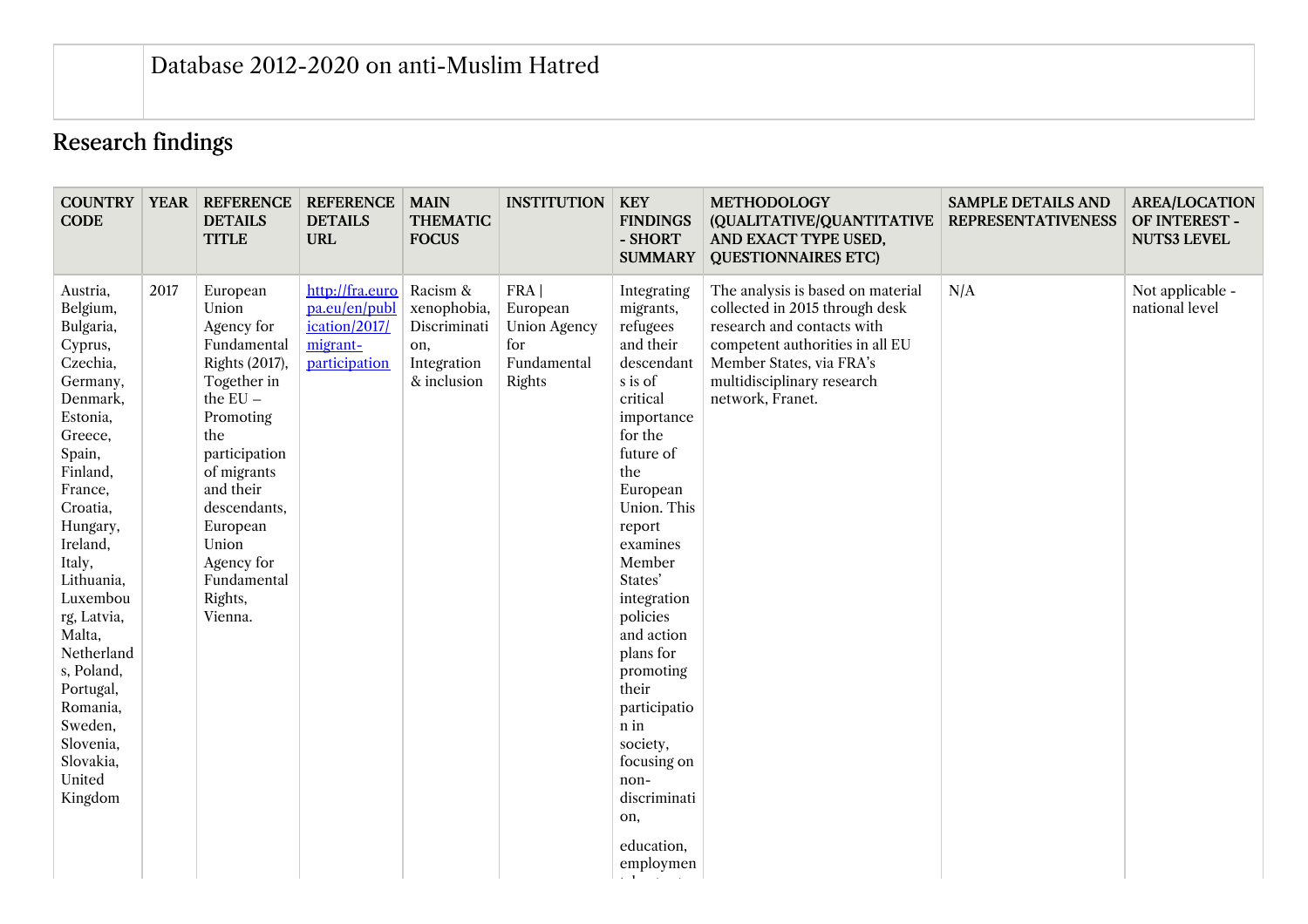# Database 2012-2020 on anti-Muslim Hatred

## Research findings

| COUNTRY CODE | YEAR | REFERENCE DETAILS TITLE | REFERENCE DETAILS URL | MAIN THEMATIC FOCUS | INSTITUTION | KEY FINDINGS - SHORT SUMMARY | METHODOLOGY (QUALITATIVE/QUANTITATIVE AND EXACT TYPE USED, QUESTIONNAIRES ETC) | SAMPLE DETAILS AND REPRESENTATIVENESS | AREA/LOCATION OF INTEREST - NUTS3 LEVEL |
|---|---|---|---|---|---|---|---|---|---|
| Austria, Belgium, Bulgaria, Cyprus, Czechia, Germany, Denmark, Estonia, Greece, Spain, Finland, France, Croatia, Hungary, Ireland, Italy, Lithuania, Luxembourg, Latvia, Malta, Netherlands, Poland, Portugal, Romania, Sweden, Slovenia, Slovakia, United Kingdom | 2017 | European Union Agency for Fundamental Rights (2017), Together in the EU – Promoting the participation of migrants and their descendants, European Union Agency for Fundamental Rights, Vienna. | http://fra.europa.eu/en/publication/2017/migrant-participation | Racism & xenophobia, Discrimination, Integration & inclusion | FRA \| European Union Agency for Fundamental Rights | Integrating migrants, refugees and their descendants is of critical importance for the future of the European Union. This report examines Member States' integration policies and action plans for promoting their participation in society, focusing on non-discrimination, education, employmen | The analysis is based on material collected in 2015 through desk research and contacts with competent authorities in all EU Member States, via FRA's multidisciplinary research network, Franet. | N/A | Not applicable - national level |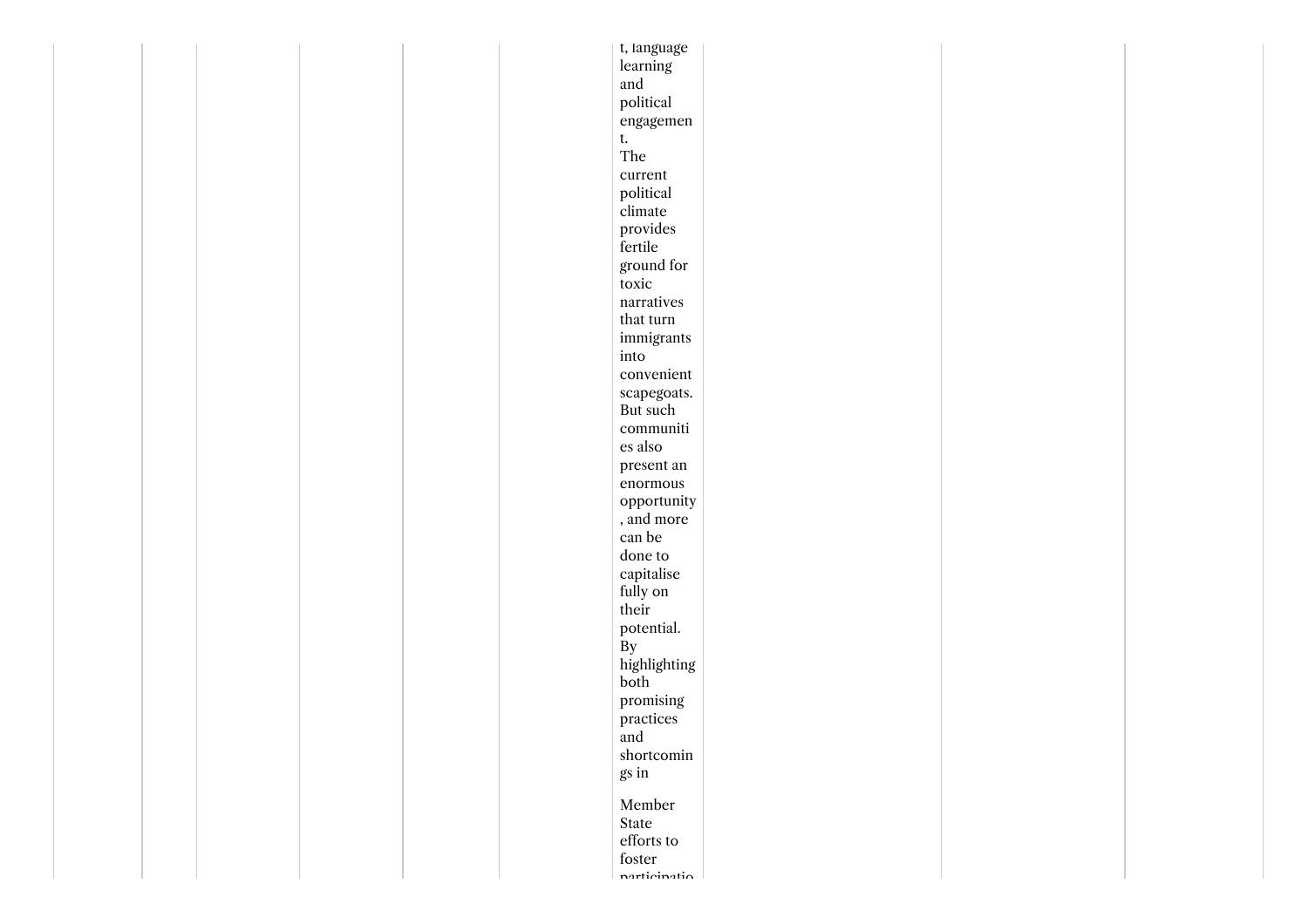t, language learning and political engagement.

The current political climate provides fertile ground for toxic narratives that turn immigrants into convenient scapegoats. But such communities also present an enormous opportunity, and more can be done to capitalise fully on their potential. By highlighting both promising practices and shortcomings in

Member State efforts to foster participatio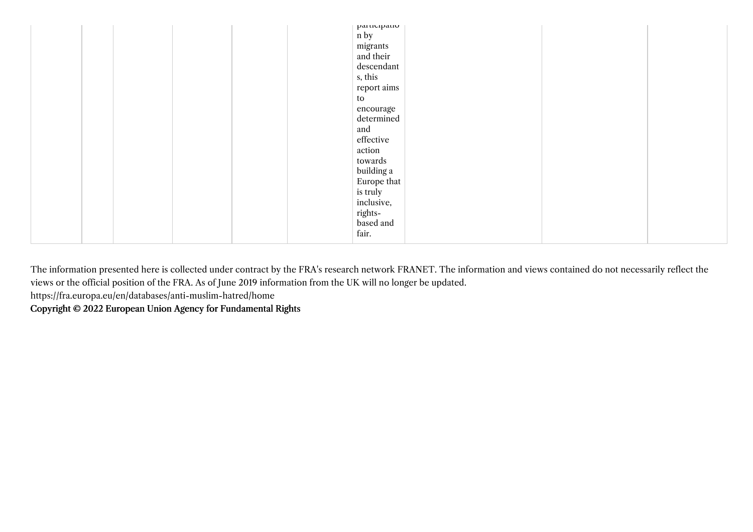| | | | | | | | | | |
|---|---|---|---|---|---|---|---|---|---|
| | | | | | | participation by migrants and their descendants, this report aims to encourage determined and effective action towards building a Europe that is truly inclusive, rights-based and fair. | | | |

The information presented here is collected under contract by the FRA's research network FRANET. The information and views contained do not necessarily reflect the views or the official position of the FRA. As of June 2019 information from the UK will no longer be updated.
https://fra.europa.eu/en/databases/anti-muslim-hatred/home
**Copyright © 2022 European Union Agency for Fundamental Rights**